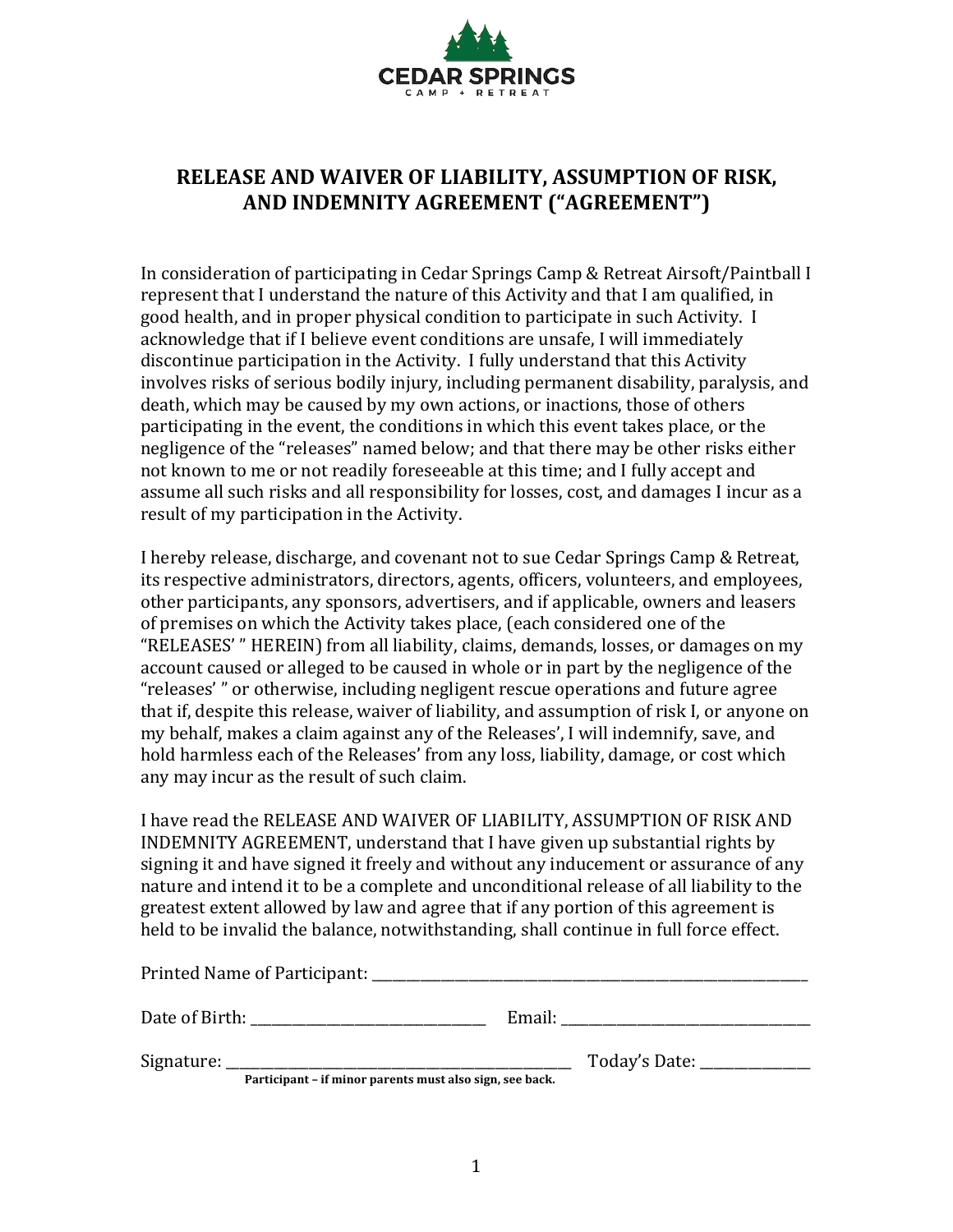CEDAR SPRINGS
CAMP + RETREAT

# RELEASE AND WAIVER OF LIABILITY, ASSUMPTION OF RISK, AND INDEMNITY AGREEMENT ("AGREEMENT")

In consideration of participating in Cedar Springs Camp & Retreat Airsoft/Paintball I represent that I understand the nature of this Activity and that I am qualified, in good health, and in proper physical condition to participate in such Activity. I acknowledge that if I believe event conditions are unsafe, I will immediately discontinue participation in the Activity. I fully understand that this Activity involves risks of serious bodily injury, including permanent disability, paralysis, and death, which may be caused by my own actions, or inactions, those of others participating in the event, the conditions in which this event takes place, or the negligence of the "releases" named below; and that there may be other risks either not known to me or not readily foreseeable at this time; and I fully accept and assume all such risks and all responsibility for losses, cost, and damages I incur as a result of my participation in the Activity.

I hereby release, discharge, and covenant not to sue Cedar Springs Camp & Retreat, its respective administrators, directors, agents, officers, volunteers, and employees, other participants, any sponsors, advertisers, and if applicable, owners and leasers of premises on which the Activity takes place, (each considered one of the "RELEASES' " HEREIN) from all liability, claims, demands, losses, or damages on my account caused or alleged to be caused in whole or in part by the negligence of the "releases' " or otherwise, including negligent rescue operations and future agree that if, despite this release, waiver of liability, and assumption of risk I, or anyone on my behalf, makes a claim against any of the Releases', I will indemnify, save, and hold harmless each of the Releases' from any loss, liability, damage, or cost which any may incur as the result of such claim.

I have read the RELEASE AND WAIVER OF LIABILITY, ASSUMPTION OF RISK AND INDEMNITY AGREEMENT, understand that I have given up substantial rights by signing it and have signed it freely and without any inducement or assurance of any nature and intend it to be a complete and unconditional release of all liability to the greatest extent allowed by law and agree that if any portion of this agreement is held to be invalid the balance, notwithstanding, shall continue in full force effect.

Printed Name of Participant: ______________________________________________

Date of Birth: __________________________ Email: ____________________________

Signature: ________________________________________ Today's Date: _____________

**Participant – if minor parents must also sign, see back.**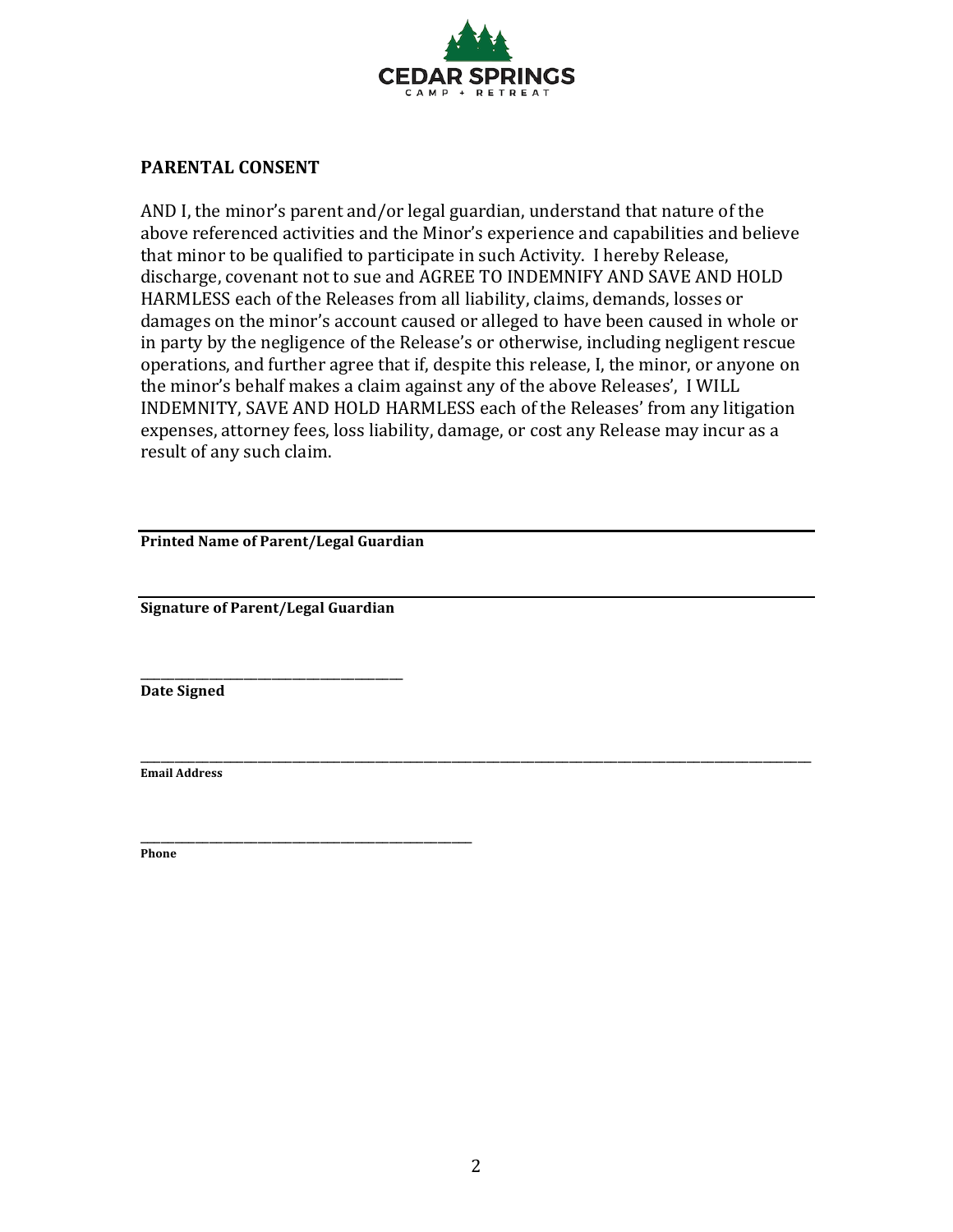CEDAR SPRINGS
CAMP + RETREAT

**PARENTAL CONSENT**

AND I, the minor's parent and/or legal guardian, understand that nature of the above referenced activities and the Minor's experience and capabilities and believe that minor to be qualified to participate in such Activity. I hereby Release, discharge, covenant not to sue and AGREE TO INDEMNIFY AND SAVE AND HOLD HARMLESS each of the Releases from all liability, claims, demands, losses or damages on the minor's account caused or alleged to have been caused in whole or in party by the negligence of the Release's or otherwise, including negligent rescue operations, and further agree that if, despite this release, I, the minor, or anyone on the minor's behalf makes a claim against any of the above Releases', I WILL INDEMNITY, SAVE AND HOLD HARMLESS each of the Releases' from any litigation expenses, attorney fees, loss liability, damage, or cost any Release may incur as a result of any such claim.

______________________________________________
**Printed Name of Parent/Legal Guardian**

______________________________________________
**Signature of Parent/Legal Guardian**

______________________________
**Date Signed**

______________________________________________
**Email Address**

______________________________
**Phone**